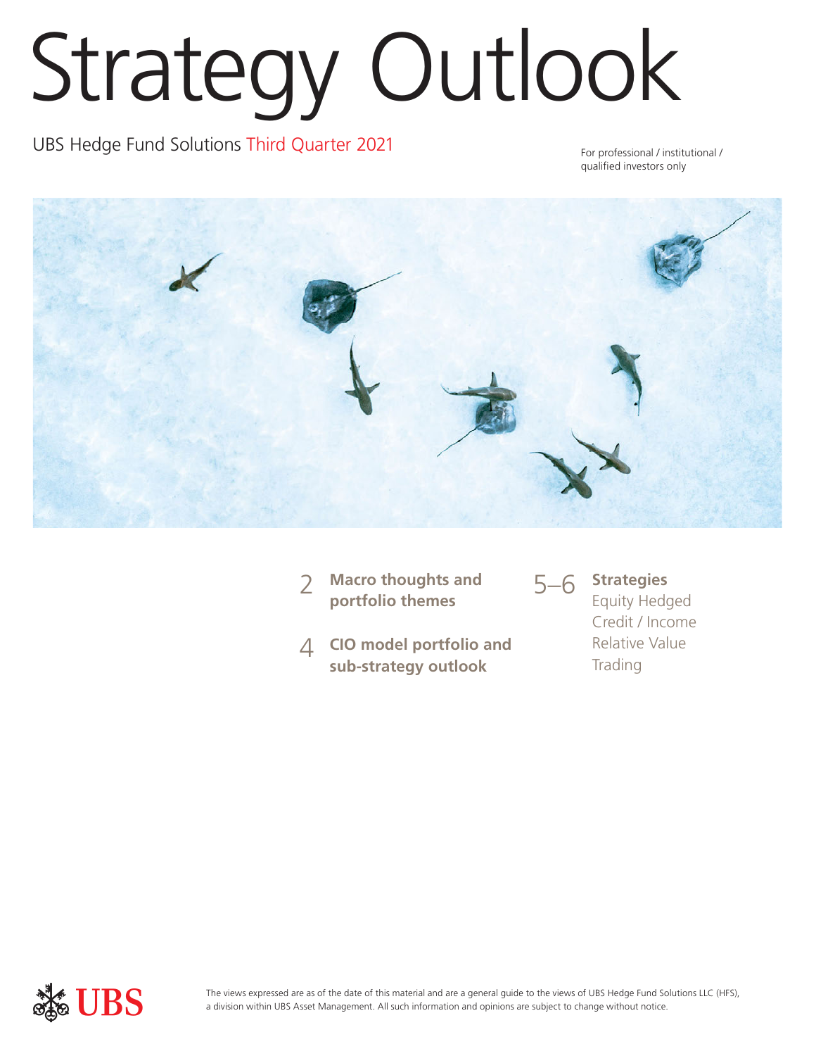# Strategy Outlook

UBS Hedge Fund Solutions Third Quarter 2021

For professional / institutional / qualified investors only

2 **Macro thoughts and portfolio themes**

4 **CIO model portfolio and sub-strategy outlook**

5–6 **Strategies**
Equity Hedged
Credit / Income
Relative Value
Trading

UBS

The views expressed are as of the date of this material and are a general guide to the views of UBS Hedge Fund Solutions LLC (HFS), a division within UBS Asset Management. All such information and opinions are subject to change without notice.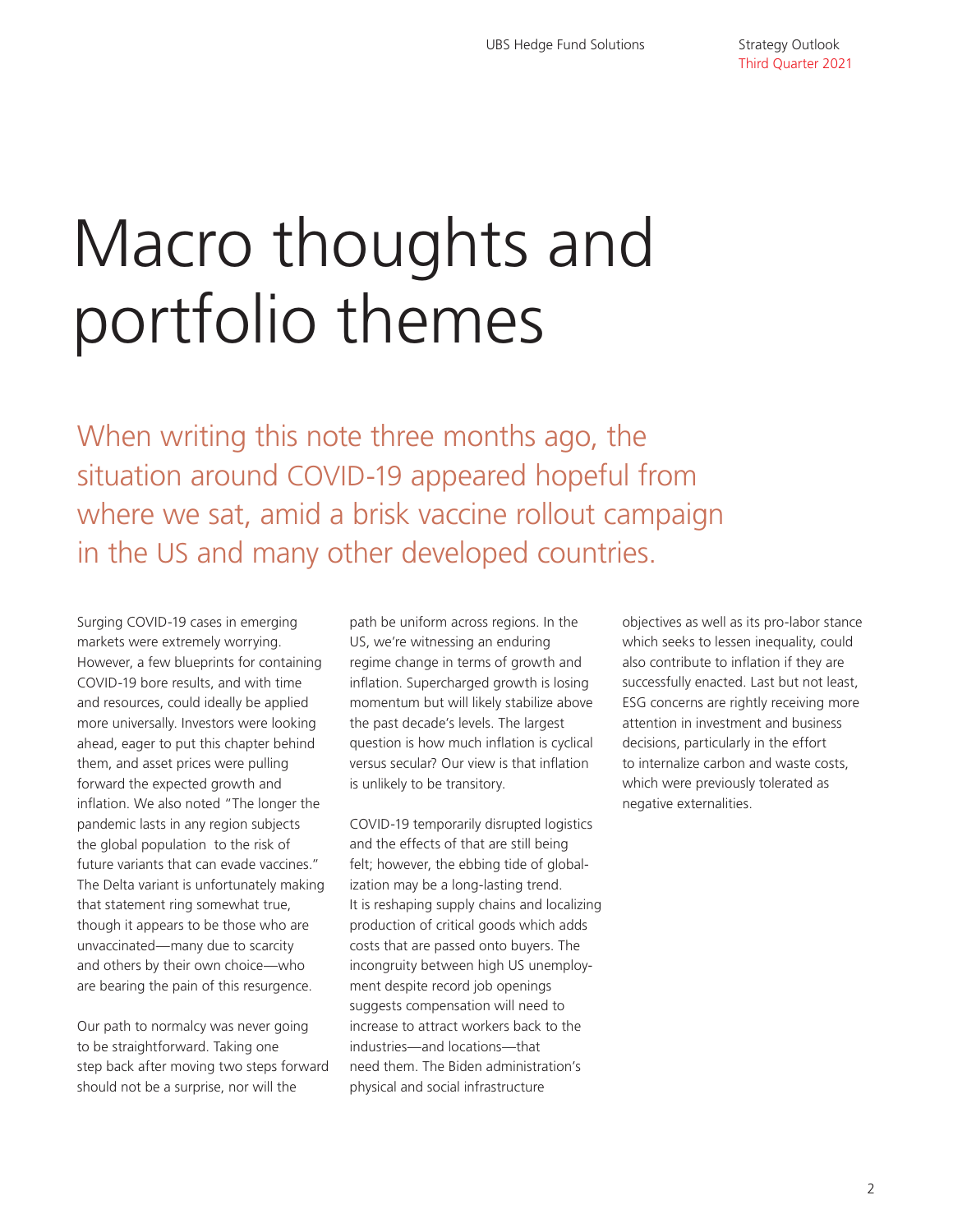# Macro thoughts and portfolio themes

When writing this note three months ago, the situation around COVID-19 appeared hopeful from where we sat, amid a brisk vaccine rollout campaign in the US and many other developed countries.

Surging COVID-19 cases in emerging markets were extremely worrying. However, a few blueprints for containing COVID-19 bore results, and with time and resources, could ideally be applied more universally. Investors were looking ahead, eager to put this chapter behind them, and asset prices were pulling forward the expected growth and inflation. We also noted "The longer the pandemic lasts in any region subjects the global population to the risk of future variants that can evade vaccines." The Delta variant is unfortunately making that statement ring somewhat true, though it appears to be those who are unvaccinated—many due to scarcity and others by their own choice—who are bearing the pain of this resurgence.

Our path to normalcy was never going to be straightforward. Taking one step back after moving two steps forward should not be a surprise, nor will the path be uniform across regions. In the US, we're witnessing an enduring regime change in terms of growth and inflation. Supercharged growth is losing momentum but will likely stabilize above the past decade's levels. The largest question is how much inflation is cyclical versus secular? Our view is that inflation is unlikely to be transitory.

COVID-19 temporarily disrupted logistics and the effects of that are still being felt; however, the ebbing tide of globalization may be a long-lasting trend. It is reshaping supply chains and localizing production of critical goods which adds costs that are passed onto buyers. The incongruity between high US unemployment despite record job openings suggests compensation will need to increase to attract workers back to the industries—and locations—that need them. The Biden administration's physical and social infrastructure objectives as well as its pro-labor stance which seeks to lessen inequality, could also contribute to inflation if they are successfully enacted. Last but not least, ESG concerns are rightly receiving more attention in investment and business decisions, particularly in the effort to internalize carbon and waste costs, which were previously tolerated as negative externalities.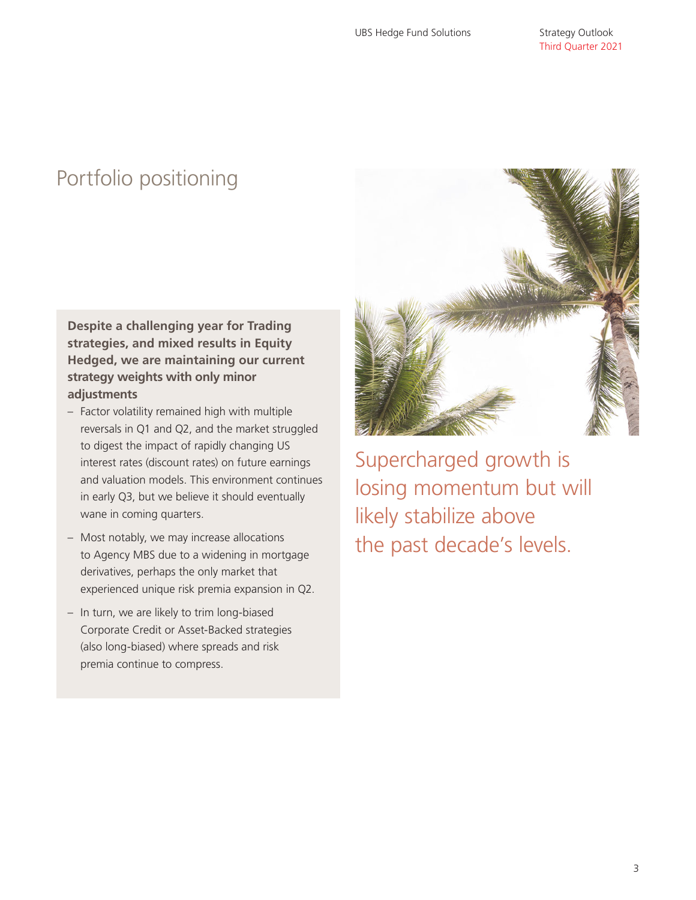# Portfolio positioning

**Despite a challenging year for Trading strategies, and mixed results in Equity Hedged, we are maintaining our current strategy weights with only minor adjustments**

- Factor volatility remained high with multiple reversals in Q1 and Q2, and the market struggled to digest the impact of rapidly changing US interest rates (discount rates) on future earnings and valuation models. This environment continues in early Q3, but we believe it should eventually wane in coming quarters.
- Most notably, we may increase allocations to Agency MBS due to a widening in mortgage derivatives, perhaps the only market that experienced unique risk premia expansion in Q2.
- In turn, we are likely to trim long-biased Corporate Credit or Asset-Backed strategies (also long-biased) where spreads and risk premia continue to compress.

Supercharged growth is losing momentum but will likely stabilize above the past decade's levels.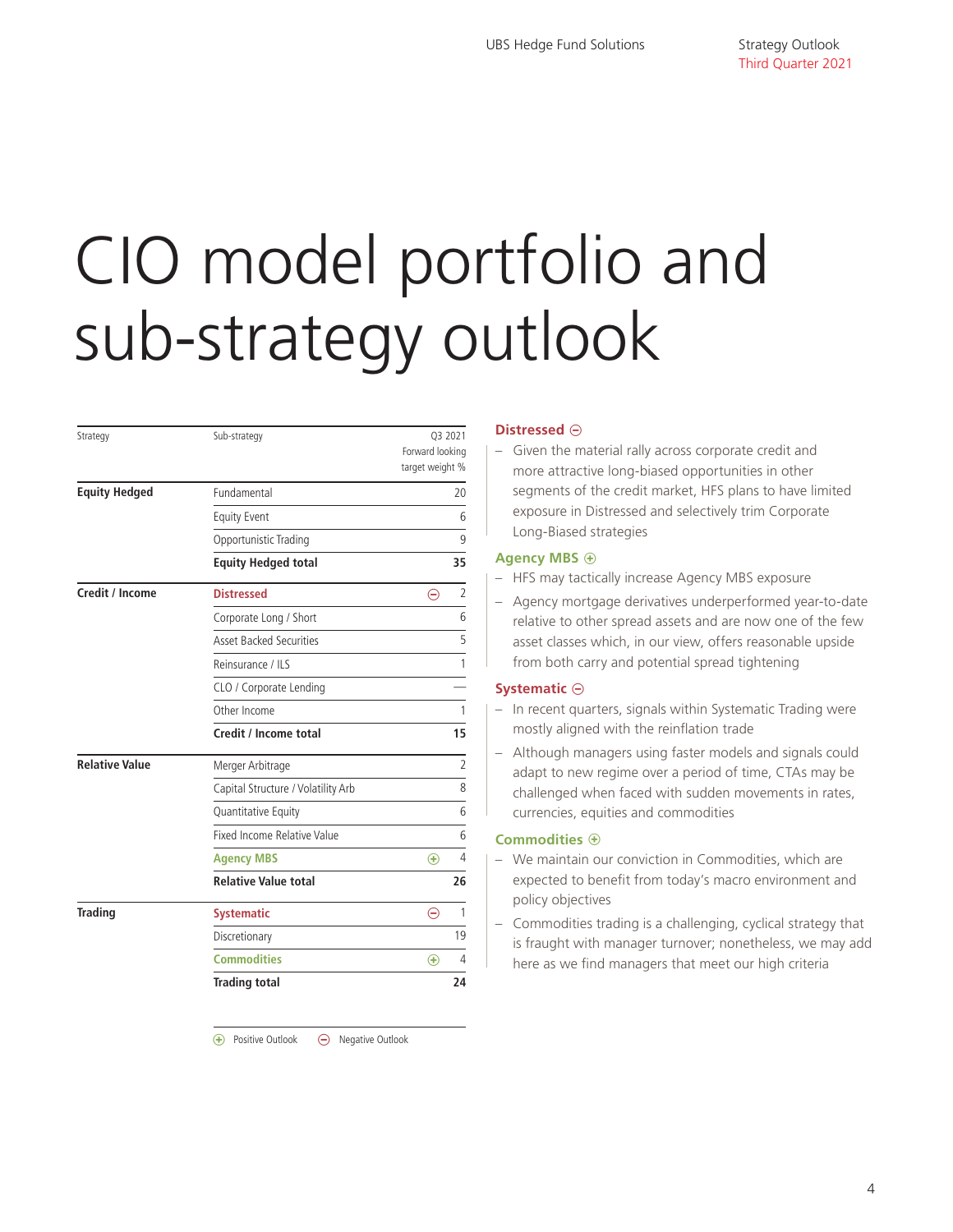# CIO model portfolio and sub-strategy outlook

| Strategy | Sub-strategy | | Q3 2021 Forward looking target weight % |
|---|---|---|---|
| **Equity Hedged** | Fundamental | | 20 |
| | Equity Event | | 6 |
| | Opportunistic Trading | | 9 |
| | **Equity Hedged total** | | **35** |
| **Credit / Income** | Distressed | ⊖ | 2 |
| | Corporate Long / Short | | 6 |
| | Asset Backed Securities | | 5 |
| | Reinsurance / ILS | | 1 |
| | CLO / Corporate Lending | | — |
| | Other Income | | 1 |
| | **Credit / Income total** | | **15** |
| **Relative Value** | Merger Arbitrage | | 2 |
| | Capital Structure / Volatility Arb | | 8 |
| | Quantitative Equity | | 6 |
| | Fixed Income Relative Value | | 6 |
| | Agency MBS | ⊕ | 4 |
| | **Relative Value total** | | **26** |
| **Trading** | Systematic | ⊖ | 1 |
| | Discretionary | | 19 |
| | Commodities | ⊕ | 4 |
| | **Trading total** | | **24** |

⊕ Positive Outlook ⊖ Negative Outlook

### Distressed ⊖

- Given the material rally across corporate credit and more attractive long-biased opportunities in other segments of the credit market, HFS plans to have limited exposure in Distressed and selectively trim Corporate Long-Biased strategies

### Agency MBS ⊕

- HFS may tactically increase Agency MBS exposure
- Agency mortgage derivatives underperformed year-to-date relative to other spread assets and are now one of the few asset classes which, in our view, offers reasonable upside from both carry and potential spread tightening

### Systematic ⊖

- In recent quarters, signals within Systematic Trading were mostly aligned with the reinflation trade
- Although managers using faster models and signals could adapt to new regime over a period of time, CTAs may be challenged when faced with sudden movements in rates, currencies, equities and commodities

### Commodities ⊕

- We maintain our conviction in Commodities, which are expected to benefit from today's macro environment and policy objectives
- Commodities trading is a challenging, cyclical strategy that is fraught with manager turnover; nonetheless, we may add here as we find managers that meet our high criteria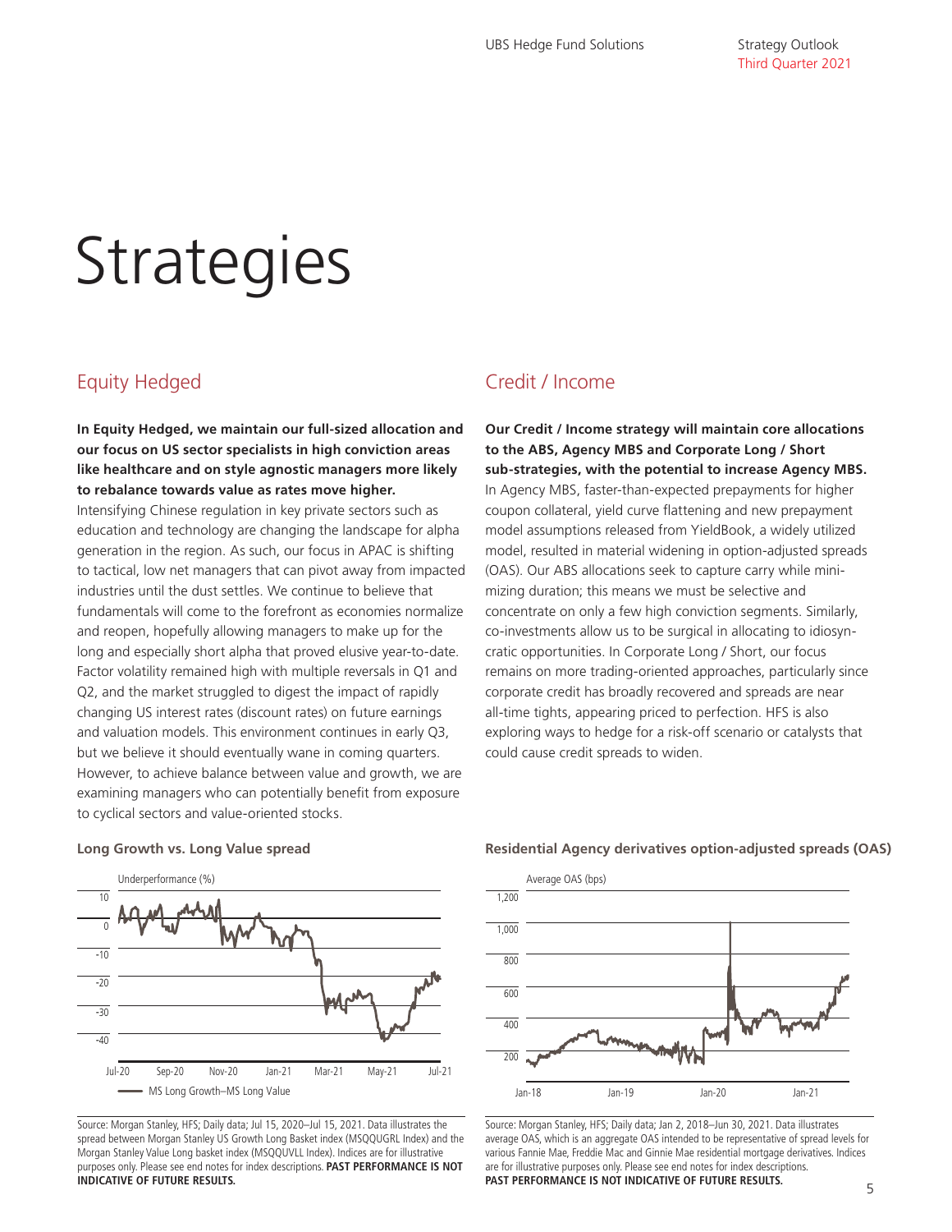# Strategies

## Equity Hedged

**In Equity Hedged, we maintain our full-sized allocation and our focus on US sector specialists in high conviction areas like healthcare and on style agnostic managers more likely to rebalance towards value as rates move higher.** Intensifying Chinese regulation in key private sectors such as education and technology are changing the landscape for alpha generation in the region. As such, our focus in APAC is shifting to tactical, low net managers that can pivot away from impacted industries until the dust settles. We continue to believe that fundamentals will come to the forefront as economies normalize and reopen, hopefully allowing managers to make up for the long and especially short alpha that proved elusive year-to-date. Factor volatility remained high with multiple reversals in Q1 and Q2, and the market struggled to digest the impact of rapidly changing US interest rates (discount rates) on future earnings and valuation models. This environment continues in early Q3, but we believe it should eventually wane in coming quarters. However, to achieve balance between value and growth, we are examining managers who can potentially benefit from exposure to cyclical sectors and value-oriented stocks.

**Long Growth vs. Long Value spread**

Underperformance (%)

MS Long Growth–MS Long Value

Source: Morgan Stanley, HFS; Daily data; Jul 15, 2020–Jul 15, 2021. Data illustrates the spread between Morgan Stanley US Growth Long Basket index (MSQQUGRL Index) and the Morgan Stanley Value Long basket index (MSQQUVLL Index). Indices are for illustrative purposes only. Please see end notes for index descriptions. **PAST PERFORMANCE IS NOT INDICATIVE OF FUTURE RESULTS.**

## Credit / Income

**Our Credit / Income strategy will maintain core allocations to the ABS, Agency MBS and Corporate Long / Short sub-strategies, with the potential to increase Agency MBS.** In Agency MBS, faster-than-expected prepayments for higher coupon collateral, yield curve flattening and new prepayment model assumptions released from YieldBook, a widely utilized model, resulted in material widening in option-adjusted spreads (OAS). Our ABS allocations seek to capture carry while minimizing duration; this means we must be selective and concentrate on only a few high conviction segments. Similarly, co-investments allow us to be surgical in allocating to idiosyncratic opportunities. In Corporate Long / Short, our focus remains on more trading-oriented approaches, particularly since corporate credit has broadly recovered and spreads are near all-time tights, appearing priced to perfection. HFS is also exploring ways to hedge for a risk-off scenario or catalysts that could cause credit spreads to widen.

**Residential Agency derivatives option-adjusted spreads (OAS)**

Average OAS (bps)

Source: Morgan Stanley, HFS; Daily data; Jan 2, 2018–Jun 30, 2021. Data illustrates average OAS, which is an aggregate OAS intended to be representative of spread levels for various Fannie Mae, Freddie Mac and Ginnie Mae residential mortgage derivatives. Indices are for illustrative purposes only. Please see end notes for index descriptions.
**PAST PERFORMANCE IS NOT INDICATIVE OF FUTURE RESULTS.**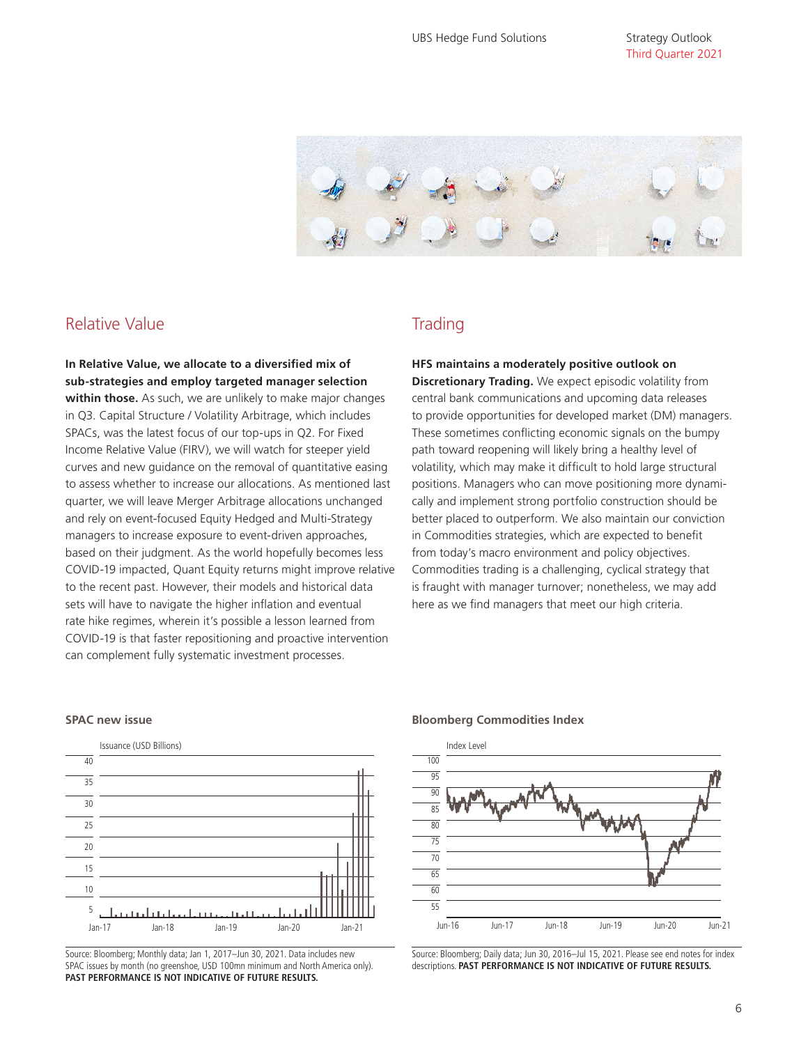## Relative Value

**In Relative Value, we allocate to a diversified mix of sub-strategies and employ targeted manager selection within those.** As such, we are unlikely to make major changes in Q3. Capital Structure / Volatility Arbitrage, which includes SPACs, was the latest focus of our top-ups in Q2. For Fixed Income Relative Value (FIRV), we will watch for steeper yield curves and new guidance on the removal of quantitative easing to assess whether to increase our allocations. As mentioned last quarter, we will leave Merger Arbitrage allocations unchanged and rely on event-focused Equity Hedged and Multi-Strategy managers to increase exposure to event-driven approaches, based on their judgment. As the world hopefully becomes less COVID-19 impacted, Quant Equity returns might improve relative to the recent past. However, their models and historical data sets will have to navigate the higher inflation and eventual rate hike regimes, wherein it's possible a lesson learned from COVID-19 is that faster repositioning and proactive intervention can complement fully systematic investment processes.

## Trading

**HFS maintains a moderately positive outlook on Discretionary Trading.** We expect episodic volatility from central bank communications and upcoming data releases to provide opportunities for developed market (DM) managers. These sometimes conflicting economic signals on the bumpy path toward reopening will likely bring a healthy level of volatility, which may make it difficult to hold large structural positions. Managers who can move positioning more dynamically and implement strong portfolio construction should be better placed to outperform. We also maintain our conviction in Commodities strategies, which are expected to benefit from today's macro environment and policy objectives. Commodities trading is a challenging, cyclical strategy that is fraught with manager turnover; nonetheless, we may add here as we find managers that meet our high criteria.

**SPAC new issue**

Issuance (USD Billions)

Source: Bloomberg; Monthly data; Jan 1, 2017–Jun 30, 2021. Data includes new SPAC issues by month (no greenshoe, USD 100mn minimum and North America only). **PAST PERFORMANCE IS NOT INDICATIVE OF FUTURE RESULTS.**

**Bloomberg Commodities Index**

Index Level

Source: Bloomberg; Daily data; Jun 30, 2016–Jul 15, 2021. Please see end notes for index descriptions. **PAST PERFORMANCE IS NOT INDICATIVE OF FUTURE RESULTS.**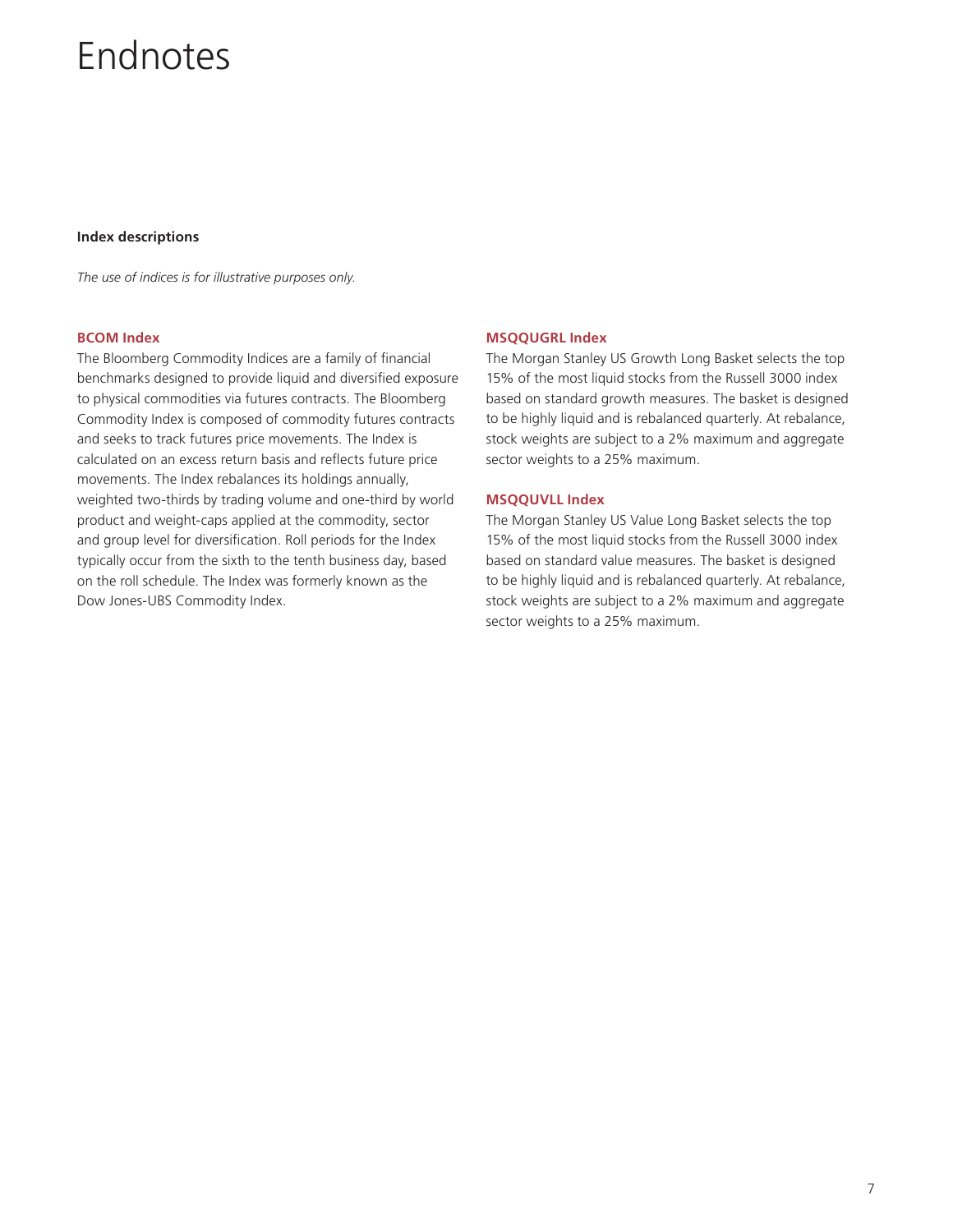# Endnotes

**Index descriptions**

*The use of indices is for illustrative purposes only.*

### BCOM Index

The Bloomberg Commodity Indices are a family of financial benchmarks designed to provide liquid and diversified exposure to physical commodities via futures contracts. The Bloomberg Commodity Index is composed of commodity futures contracts and seeks to track futures price movements. The Index is calculated on an excess return basis and reflects future price movements. The Index rebalances its holdings annually, weighted two-thirds by trading volume and one-third by world product and weight-caps applied at the commodity, sector and group level for diversification. Roll periods for the Index typically occur from the sixth to the tenth business day, based on the roll schedule. The Index was formerly known as the Dow Jones-UBS Commodity Index.

### MSQQUGRL Index

The Morgan Stanley US Growth Long Basket selects the top 15% of the most liquid stocks from the Russell 3000 index based on standard growth measures. The basket is designed to be highly liquid and is rebalanced quarterly. At rebalance, stock weights are subject to a 2% maximum and aggregate sector weights to a 25% maximum.

### MSQQUVLL Index

The Morgan Stanley US Value Long Basket selects the top 15% of the most liquid stocks from the Russell 3000 index based on standard value measures. The basket is designed to be highly liquid and is rebalanced quarterly. At rebalance, stock weights are subject to a 2% maximum and aggregate sector weights to a 25% maximum.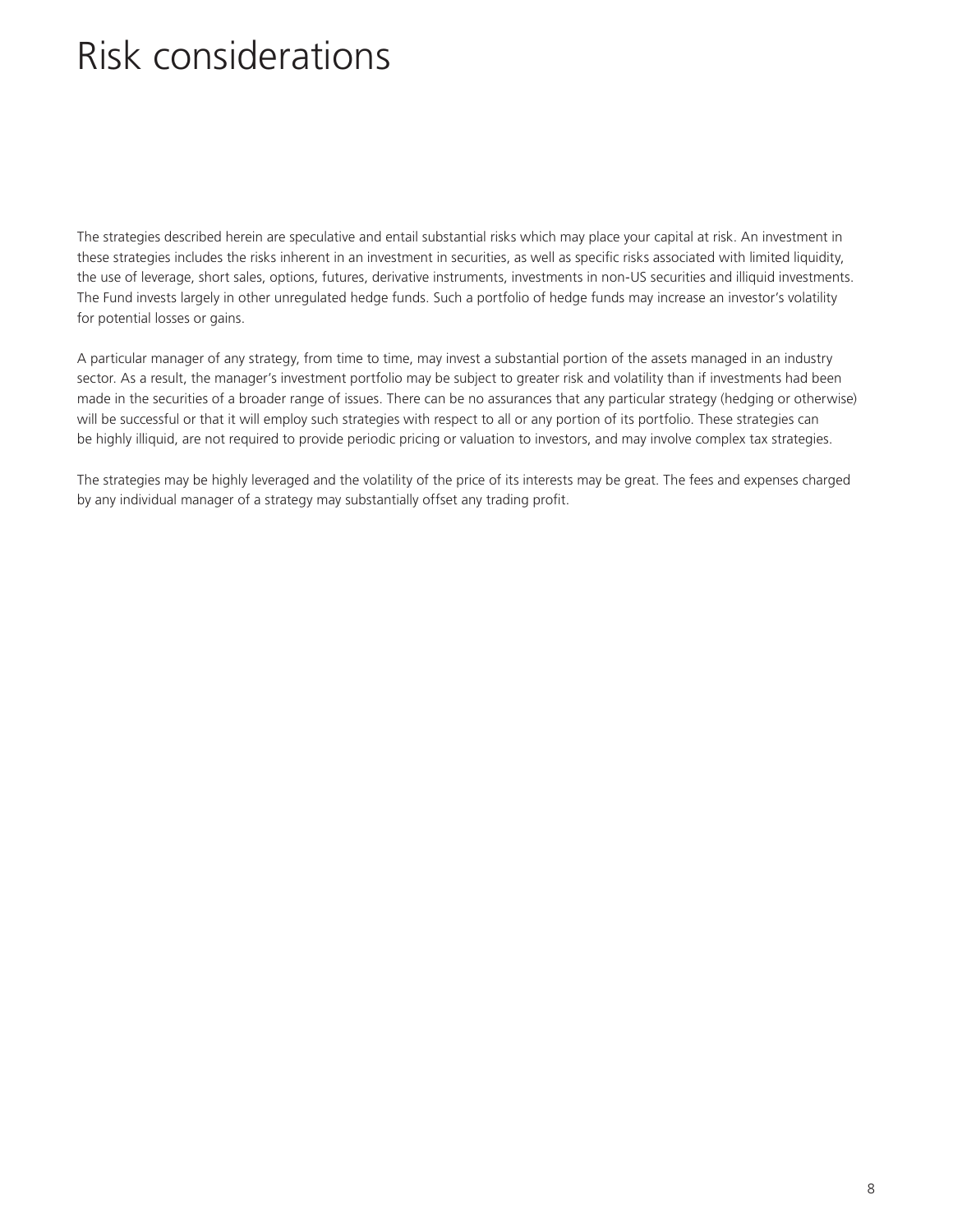# Risk considerations

The strategies described herein are speculative and entail substantial risks which may place your capital at risk. An investment in these strategies includes the risks inherent in an investment in securities, as well as specific risks associated with limited liquidity, the use of leverage, short sales, options, futures, derivative instruments, investments in non-US securities and illiquid investments. The Fund invests largely in other unregulated hedge funds. Such a portfolio of hedge funds may increase an investor's volatility for potential losses or gains.

A particular manager of any strategy, from time to time, may invest a substantial portion of the assets managed in an industry sector. As a result, the manager's investment portfolio may be subject to greater risk and volatility than if investments had been made in the securities of a broader range of issues. There can be no assurances that any particular strategy (hedging or otherwise) will be successful or that it will employ such strategies with respect to all or any portion of its portfolio. These strategies can be highly illiquid, are not required to provide periodic pricing or valuation to investors, and may involve complex tax strategies.

The strategies may be highly leveraged and the volatility of the price of its interests may be great. The fees and expenses charged by any individual manager of a strategy may substantially offset any trading profit.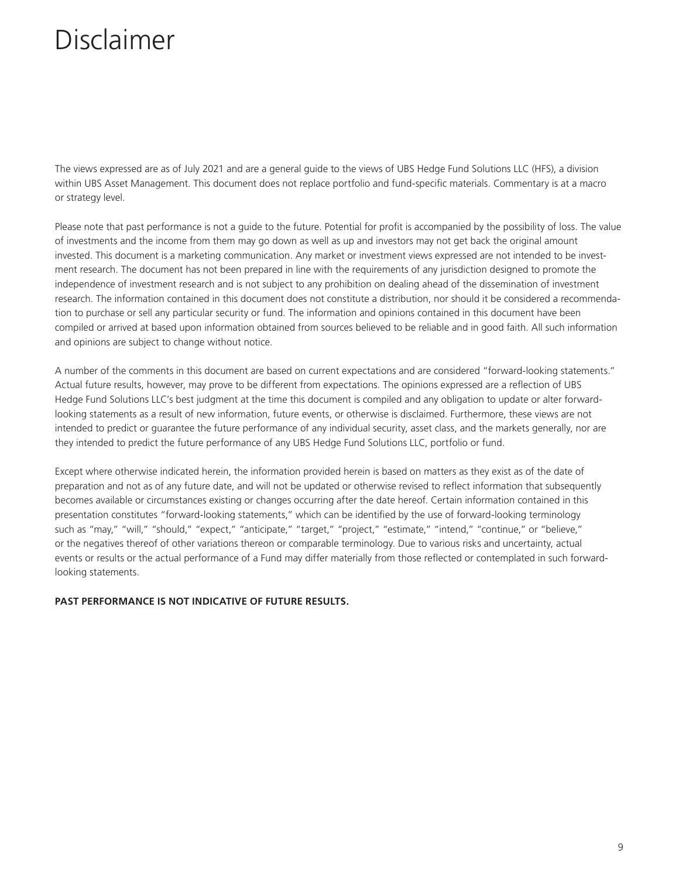# Disclaimer

The views expressed are as of July 2021 and are a general guide to the views of UBS Hedge Fund Solutions LLC (HFS), a division within UBS Asset Management. This document does not replace portfolio and fund-specific materials. Commentary is at a macro or strategy level.

Please note that past performance is not a guide to the future. Potential for profit is accompanied by the possibility of loss. The value of investments and the income from them may go down as well as up and investors may not get back the original amount invested. This document is a marketing communication. Any market or investment views expressed are not intended to be investment research. The document has not been prepared in line with the requirements of any jurisdiction designed to promote the independence of investment research and is not subject to any prohibition on dealing ahead of the dissemination of investment research. The information contained in this document does not constitute a distribution, nor should it be considered a recommendation to purchase or sell any particular security or fund. The information and opinions contained in this document have been compiled or arrived at based upon information obtained from sources believed to be reliable and in good faith. All such information and opinions are subject to change without notice.

A number of the comments in this document are based on current expectations and are considered "forward-looking statements." Actual future results, however, may prove to be different from expectations. The opinions expressed are a reflection of UBS Hedge Fund Solutions LLC's best judgment at the time this document is compiled and any obligation to update or alter forward-looking statements as a result of new information, future events, or otherwise is disclaimed. Furthermore, these views are not intended to predict or guarantee the future performance of any individual security, asset class, and the markets generally, nor are they intended to predict the future performance of any UBS Hedge Fund Solutions LLC, portfolio or fund.

Except where otherwise indicated herein, the information provided herein is based on matters as they exist as of the date of preparation and not as of any future date, and will not be updated or otherwise revised to reflect information that subsequently becomes available or circumstances existing or changes occurring after the date hereof. Certain information contained in this presentation constitutes "forward-looking statements," which can be identified by the use of forward-looking terminology such as "may," "will," "should," "expect," "anticipate," "target," "project," "estimate," "intend," "continue," or "believe," or the negatives thereof of other variations thereon or comparable terminology. Due to various risks and uncertainty, actual events or results or the actual performance of a Fund may differ materially from those reflected or contemplated in such forward-looking statements.

**PAST PERFORMANCE IS NOT INDICATIVE OF FUTURE RESULTS.**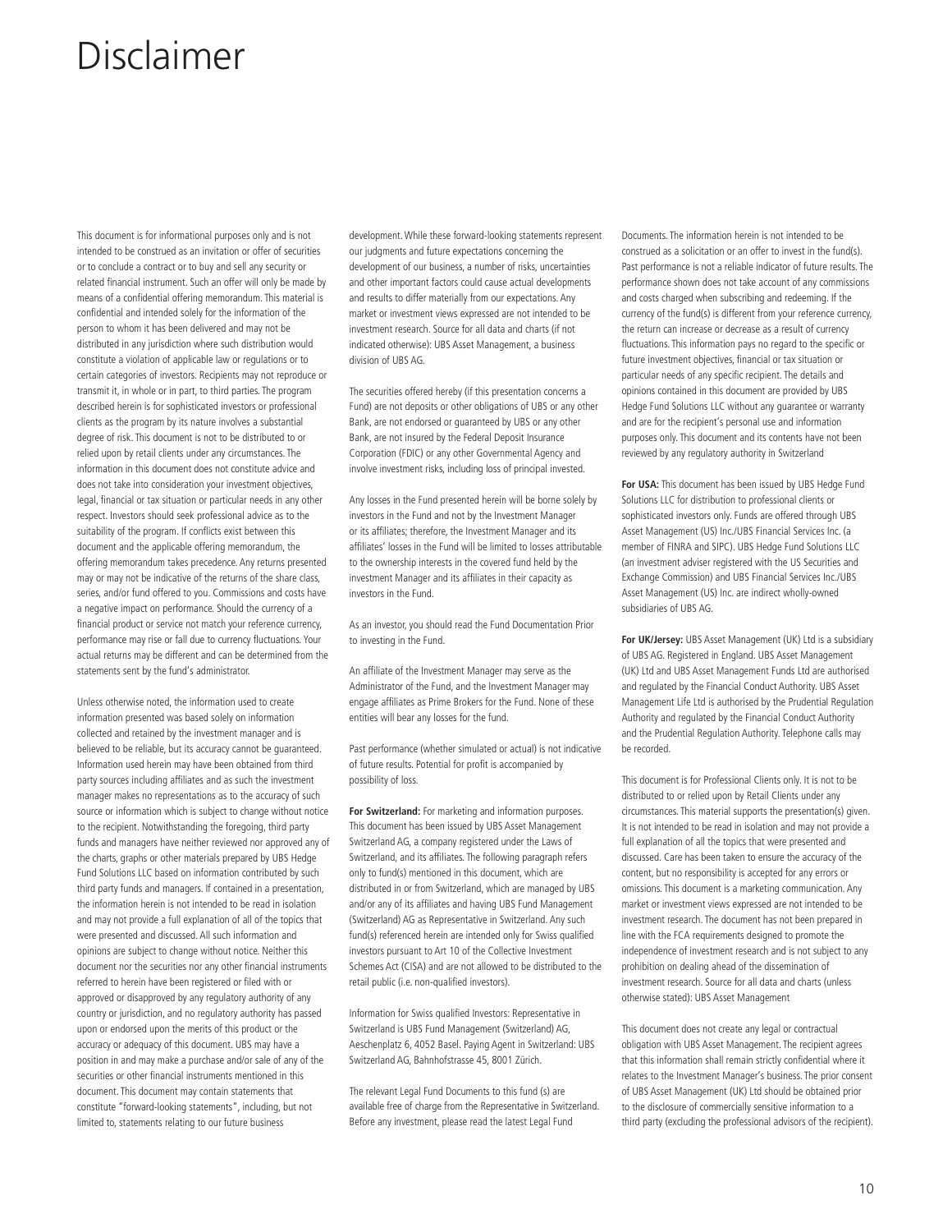# Disclaimer

This document is for informational purposes only and is not intended to be construed as an invitation or offer of securities or to conclude a contract or to buy and sell any security or related financial instrument. Such an offer will only be made by means of a confidential offering memorandum. This material is confidential and intended solely for the information of the person to whom it has been delivered and may not be distributed in any jurisdiction where such distribution would constitute a violation of applicable law or regulations or to certain categories of investors. Recipients may not reproduce or transmit it, in whole or in part, to third parties. The program described herein is for sophisticated investors or professional clients as the program by its nature involves a substantial degree of risk. This document is not to be distributed to or relied upon by retail clients under any circumstances. The information in this document does not constitute advice and does not take into consideration your investment objectives, legal, financial or tax situation or particular needs in any other respect. Investors should seek professional advice as to the suitability of the program. If conflicts exist between this document and the applicable offering memorandum, the offering memorandum takes precedence. Any returns presented may or may not be indicative of the returns of the share class, series, and/or fund offered to you. Commissions and costs have a negative impact on performance. Should the currency of a financial product or service not match your reference currency, performance may rise or fall due to currency fluctuations. Your actual returns may be different and can be determined from the statements sent by the fund's administrator.

Unless otherwise noted, the information used to create information presented was based solely on information collected and retained by the investment manager and is believed to be reliable, but its accuracy cannot be guaranteed. Information used herein may have been obtained from third party sources including affiliates and as such the investment manager makes no representations as to the accuracy of such source or information which is subject to change without notice to the recipient. Notwithstanding the foregoing, third party funds and managers have neither reviewed nor approved any of the charts, graphs or other materials prepared by UBS Hedge Fund Solutions LLC based on information contributed by such third party funds and managers. If contained in a presentation, the information herein is not intended to be read in isolation and may not provide a full explanation of all of the topics that were presented and discussed. All such information and opinions are subject to change without notice. Neither this document nor the securities nor any other financial instruments referred to herein have been registered or filed with or approved or disapproved by any regulatory authority of any country or jurisdiction, and no regulatory authority has passed upon or endorsed upon the merits of this product or the accuracy or adequacy of this document. UBS may have a position in and may make a purchase and/or sale of any of the securities or other financial instruments mentioned in this document. This document may contain statements that constitute "forward-looking statements", including, but not limited to, statements relating to our future business development. While these forward-looking statements represent our judgments and future expectations concerning the development of our business, a number of risks, uncertainties and other important factors could cause actual developments and results to differ materially from our expectations. Any market or investment views expressed are not intended to be investment research. Source for all data and charts (if not indicated otherwise): UBS Asset Management, a business division of UBS AG.

The securities offered hereby (if this presentation concerns a Fund) are not deposits or other obligations of UBS or any other Bank, are not endorsed or guaranteed by UBS or any other Bank, are not insured by the Federal Deposit Insurance Corporation (FDIC) or any other Governmental Agency and involve investment risks, including loss of principal invested.

Any losses in the Fund presented herein will be borne solely by investors in the Fund and not by the Investment Manager or its affiliates; therefore, the Investment Manager and its affiliates' losses in the Fund will be limited to losses attributable to the ownership interests in the covered fund held by the Investment Manager and its affiliates in their capacity as investors in the Fund.

As an investor, you should read the Fund Documentation Prior to investing in the Fund.

An affiliate of the Investment Manager may serve as the Administrator of the Fund, and the Investment Manager may engage affiliates as Prime Brokers for the Fund. None of these entities will bear any losses for the fund.

Past performance (whether simulated or actual) is not indicative of future results. Potential for profit is accompanied by possibility of loss.

**For Switzerland:** For marketing and information purposes. This document has been issued by UBS Asset Management Switzerland AG, a company registered under the Laws of Switzerland, and its affiliates. The following paragraph refers only to fund(s) mentioned in this document, which are distributed in or from Switzerland, which are managed by UBS and/or any of its affiliates and having UBS Fund Management (Switzerland) AG as Representative in Switzerland. Any such fund(s) referenced herein are intended only for Swiss qualified investors pursuant to Art 10 of the Collective Investment Schemes Act (CISA) and are not allowed to be distributed to the retail public (i.e. non-qualified investors).

Information for Swiss qualified Investors: Representative in Switzerland is UBS Fund Management (Switzerland) AG, Aeschenplatz 6, 4052 Basel. Paying Agent in Switzerland: UBS Switzerland AG, Bahnhofstrasse 45, 8001 Zürich.

The relevant Legal Fund Documents to this fund (s) are available free of charge from the Representative in Switzerland. Before any investment, please read the latest Legal Fund Documents. The information herein is not intended to be construed as a solicitation or an offer to invest in the fund(s). Past performance is not a reliable indicator of future results. The performance shown does not take account of any commissions and costs charged when subscribing and redeeming. If the currency of the fund(s) is different from your reference currency, the return can increase or decrease as a result of currency fluctuations. This information pays no regard to the specific or future investment objectives, financial or tax situation or particular needs of any specific recipient. The details and opinions contained in this document are provided by UBS Hedge Fund Solutions LLC without any guarantee or warranty and are for the recipient's personal use and information purposes only. This document and its contents have not been reviewed by any regulatory authority in Switzerland

**For USA:** This document has been issued by UBS Hedge Fund Solutions LLC for distribution to professional clients or sophisticated investors only. Funds are offered through UBS Asset Management (US) Inc./UBS Financial Services Inc. (a member of FINRA and SIPC). UBS Hedge Fund Solutions LLC (an investment adviser registered with the US Securities and Exchange Commission) and UBS Financial Services Inc./UBS Asset Management (US) Inc. are indirect wholly-owned subsidiaries of UBS AG.

**For UK/Jersey:** UBS Asset Management (UK) Ltd is a subsidiary of UBS AG. Registered in England. UBS Asset Management (UK) Ltd and UBS Asset Management Funds Ltd are authorised and regulated by the Financial Conduct Authority. UBS Asset Management Life Ltd is authorised by the Prudential Regulation Authority and regulated by the Financial Conduct Authority and the Prudential Regulation Authority. Telephone calls may be recorded.

This document is for Professional Clients only. It is not to be distributed to or relied upon by Retail Clients under any circumstances. This material supports the presentation(s) given. It is not intended to be read in isolation and may not provide a full explanation of all the topics that were presented and discussed. Care has been taken to ensure the accuracy of the content, but no responsibility is accepted for any errors or omissions. This document is a marketing communication. Any market or investment views expressed are not intended to be investment research. The document has not been prepared in line with the FCA requirements designed to promote the independence of investment research and is not subject to any prohibition on dealing ahead of the dissemination of investment research. Source for all data and charts (unless otherwise stated): UBS Asset Management

This document does not create any legal or contractual obligation with UBS Asset Management. The recipient agrees that this information shall remain strictly confidential where it relates to the Investment Manager's business. The prior consent of UBS Asset Management (UK) Ltd should be obtained prior to the disclosure of commercially sensitive information to a third party (excluding the professional advisors of the recipient).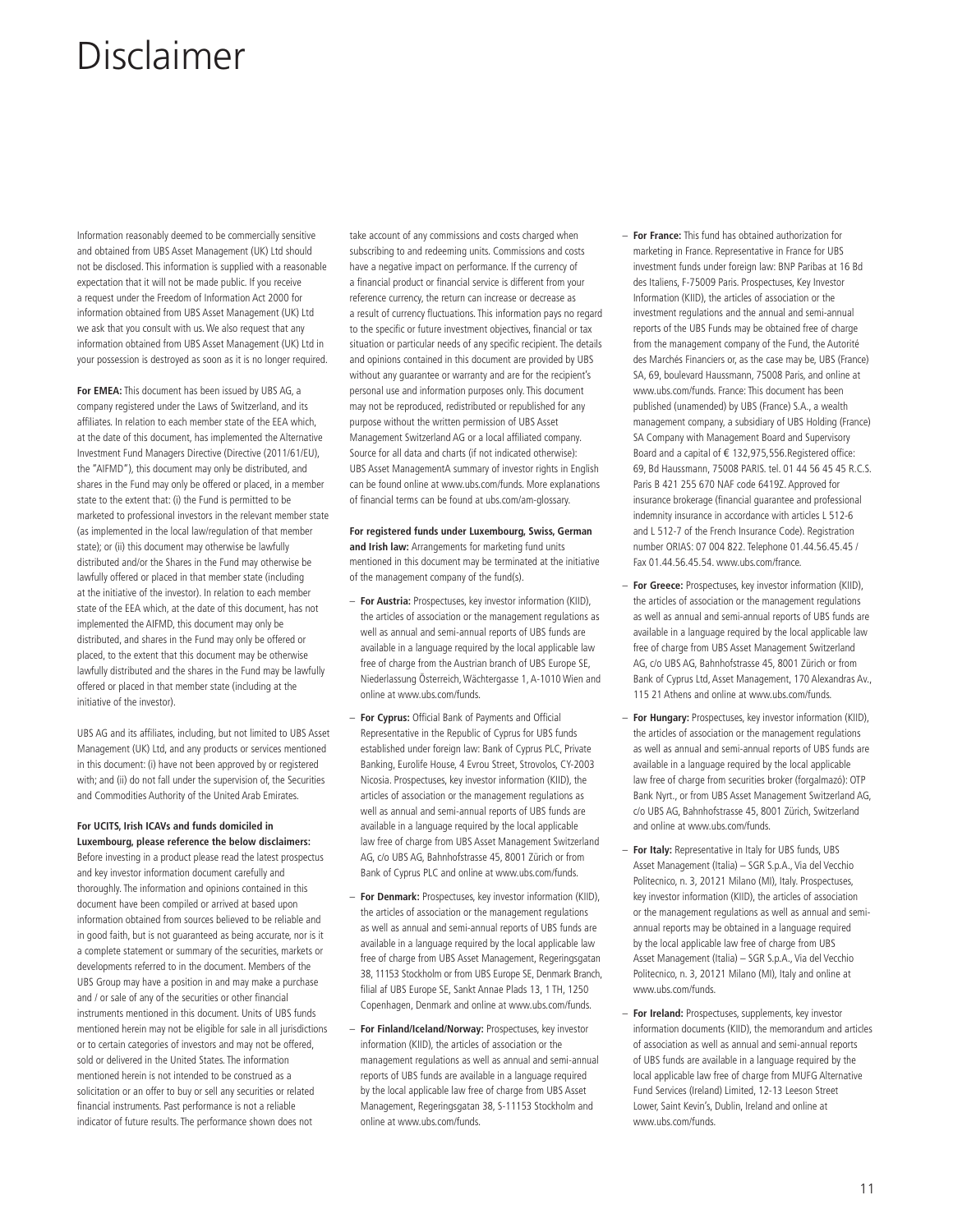# Disclaimer

Information reasonably deemed to be commercially sensitive and obtained from UBS Asset Management (UK) Ltd should not be disclosed. This information is supplied with a reasonable expectation that it will not be made public. If you receive a request under the Freedom of Information Act 2000 for information obtained from UBS Asset Management (UK) Ltd we ask that you consult with us. We also request that any information obtained from UBS Asset Management (UK) Ltd in your possession is destroyed as soon as it is no longer required.

**For EMEA:** This document has been issued by UBS AG, a company registered under the Laws of Switzerland, and its affiliates. In relation to each member state of the EEA which, at the date of this document, has implemented the Alternative Investment Fund Managers Directive (Directive (2011/61/EU), the "AIFMD"), this document may only be distributed, and shares in the Fund may only be offered or placed, in a member state to the extent that: (i) the Fund is permitted to be marketed to professional investors in the relevant member state (as implemented in the local law/regulation of that member state); or (ii) this document may otherwise be lawfully distributed and/or the Shares in the Fund may otherwise be lawfully offered or placed in that member state (including at the initiative of the investor). In relation to each member state of the EEA which, at the date of this document, has not implemented the AIFMD, this document may only be distributed, and shares in the Fund may only be offered or placed, to the extent that this document may be otherwise lawfully distributed and the shares in the Fund may be lawfully offered or placed in that member state (including at the initiative of the investor).

UBS AG and its affiliates, including, but not limited to UBS Asset Management (UK) Ltd, and any products or services mentioned in this document: (i) have not been approved by or registered with; and (ii) do not fall under the supervision of, the Securities and Commodities Authority of the United Arab Emirates.

**For UCITS, Irish ICAVs and funds domiciled in Luxembourg, please reference the below disclaimers:**
Before investing in a product please read the latest prospectus and key investor information document carefully and thoroughly. The information and opinions contained in this document have been compiled or arrived at based upon information obtained from sources believed to be reliable and in good faith, but is not guaranteed as being accurate, nor is it a complete statement or summary of the securities, markets or developments referred to in the document. Members of the UBS Group may have a position in and may make a purchase and / or sale of any of the securities or other financial instruments mentioned in this document. Units of UBS funds mentioned herein may not be eligible for sale in all jurisdictions or to certain categories of investors and may not be offered, sold or delivered in the United States. The information mentioned herein is not intended to be construed as a solicitation or an offer to buy or sell any securities or related financial instruments. Past performance is not a reliable indicator of future results. The performance shown does not take account of any commissions and costs charged when subscribing to and redeeming units. Commissions and costs have a negative impact on performance. If the currency of a financial product or financial service is different from your reference currency, the return can increase or decrease as a result of currency fluctuations. This information pays no regard to the specific or future investment objectives, financial or tax situation or particular needs of any specific recipient. The details and opinions contained in this document are provided by UBS without any guarantee or warranty and are for the recipient's personal use and information purposes only. This document may not be reproduced, redistributed or republished for any purpose without the written permission of UBS Asset Management Switzerland AG or a local affiliated company. Source for all data and charts (if not indicated otherwise): UBS Asset ManagementA summary of investor rights in English can be found online at www.ubs.com/funds. More explanations of financial terms can be found at ubs.com/am-glossary.

**For registered funds under Luxembourg, Swiss, German and Irish law:** Arrangements for marketing fund units mentioned in this document may be terminated at the initiative of the management company of the fund(s).

- **For Austria:** Prospectuses, key investor information (KIID), the articles of association or the management regulations as well as annual and semi-annual reports of UBS funds are available in a language required by the local applicable law free of charge from the Austrian branch of UBS Europe SE, Niederlassung Österreich, Wächtergasse 1, A-1010 Wien and online at www.ubs.com/funds.
- **For Cyprus:** Official Bank of Payments and Official Representative in the Republic of Cyprus for UBS funds established under foreign law: Bank of Cyprus PLC, Private Banking, Eurolife House, 4 Evrou Street, Strovolos, CY-2003 Nicosia. Prospectuses, key investor information (KIID), the articles of association or the management regulations as well as annual and semi-annual reports of UBS funds are available in a language required by the local applicable law free of charge from UBS Asset Management Switzerland AG, c/o UBS AG, Bahnhofstrasse 45, 8001 Zürich or from Bank of Cyprus PLC and online at www.ubs.com/funds.
- **For Denmark:** Prospectuses, key investor information (KIID), the articles of association or the management regulations as well as annual and semi-annual reports of UBS funds are available in a language required by the local applicable law free of charge from UBS Asset Management, Regeringsgatan 38, 11153 Stockholm or from UBS Europe SE, Denmark Branch, filial af UBS Europe SE, Sankt Annae Plads 13, 1 TH, 1250 Copenhagen, Denmark and online at www.ubs.com/funds.
- **For Finland/Iceland/Norway:** Prospectuses, key investor information (KIID), the articles of association or the management regulations as well as annual and semi-annual reports of UBS funds are available in a language required by the local applicable law free of charge from UBS Asset Management, Regeringsgatan 38, S-11153 Stockholm and online at www.ubs.com/funds.
- **For France:** This fund has obtained authorization for marketing in France. Representative in France for UBS investment funds under foreign law: BNP Paribas at 16 Bd des Italiens, F-75009 Paris. Prospectuses, Key Investor Information (KIID), the articles of association or the investment regulations and the annual and semi-annual reports of the UBS Funds may be obtained free of charge from the management company of the Fund, the Autorité des Marchés Financiers or, as the case may be, UBS (France) SA, 69, boulevard Haussmann, 75008 Paris, and online at www.ubs.com/funds. France: This document has been published (unamended) by UBS (France) S.A., a wealth management company, a subsidiary of UBS Holding (France) SA Company with Management Board and Supervisory Board and a capital of € 132,975,556.Registered office: 69, Bd Haussmann, 75008 PARIS. tel. 01 44 56 45 45 R.C.S. Paris B 421 255 670 NAF code 6419Z. Approved for insurance brokerage (financial guarantee and professional indemnity insurance in accordance with articles L 512-6 and L 512-7 of the French Insurance Code). Registration number ORIAS: 07 004 822. Telephone 01.44.56.45.45 / Fax 01.44.56.45.54. www.ubs.com/france.
- **For Greece:** Prospectuses, key investor information (KIID), the articles of association or the management regulations as well as annual and semi-annual reports of UBS funds are available in a language required by the local applicable law free of charge from UBS Asset Management Switzerland AG, c/o UBS AG, Bahnhofstrasse 45, 8001 Zürich or from Bank of Cyprus Ltd, Asset Management, 170 Alexandras Av., 115 21 Athens and online at www.ubs.com/funds.
- **For Hungary:** Prospectuses, key investor information (KIID), the articles of association or the management regulations as well as annual and semi-annual reports of UBS funds are available in a language required by the local applicable law free of charge from securities broker (forgalmazó): OTP Bank Nyrt., or from UBS Asset Management Switzerland AG, c/o UBS AG, Bahnhofstrasse 45, 8001 Zürich, Switzerland and online at www.ubs.com/funds.
- **For Italy:** Representative in Italy for UBS funds, UBS Asset Management (Italia) – SGR S.p.A., Via del Vecchio Politecnico, n. 3, 20121 Milano (MI), Italy. Prospectuses, key investor information (KIID), the articles of association or the management regulations as well as annual and semi-annual reports may be obtained in a language required by the local applicable law free of charge from UBS Asset Management (Italia) – SGR S.p.A., Via del Vecchio Politecnico, n. 3, 20121 Milano (MI), Italy and online at www.ubs.com/funds.
- **For Ireland:** Prospectuses, supplements, key investor information documents (KIID), the memorandum and articles of association as well as annual and semi-annual reports of UBS funds are available in a language required by the local applicable law free of charge from MUFG Alternative Fund Services (Ireland) Limited, 12-13 Leeson Street Lower, Saint Kevin's, Dublin, Ireland and online at www.ubs.com/funds.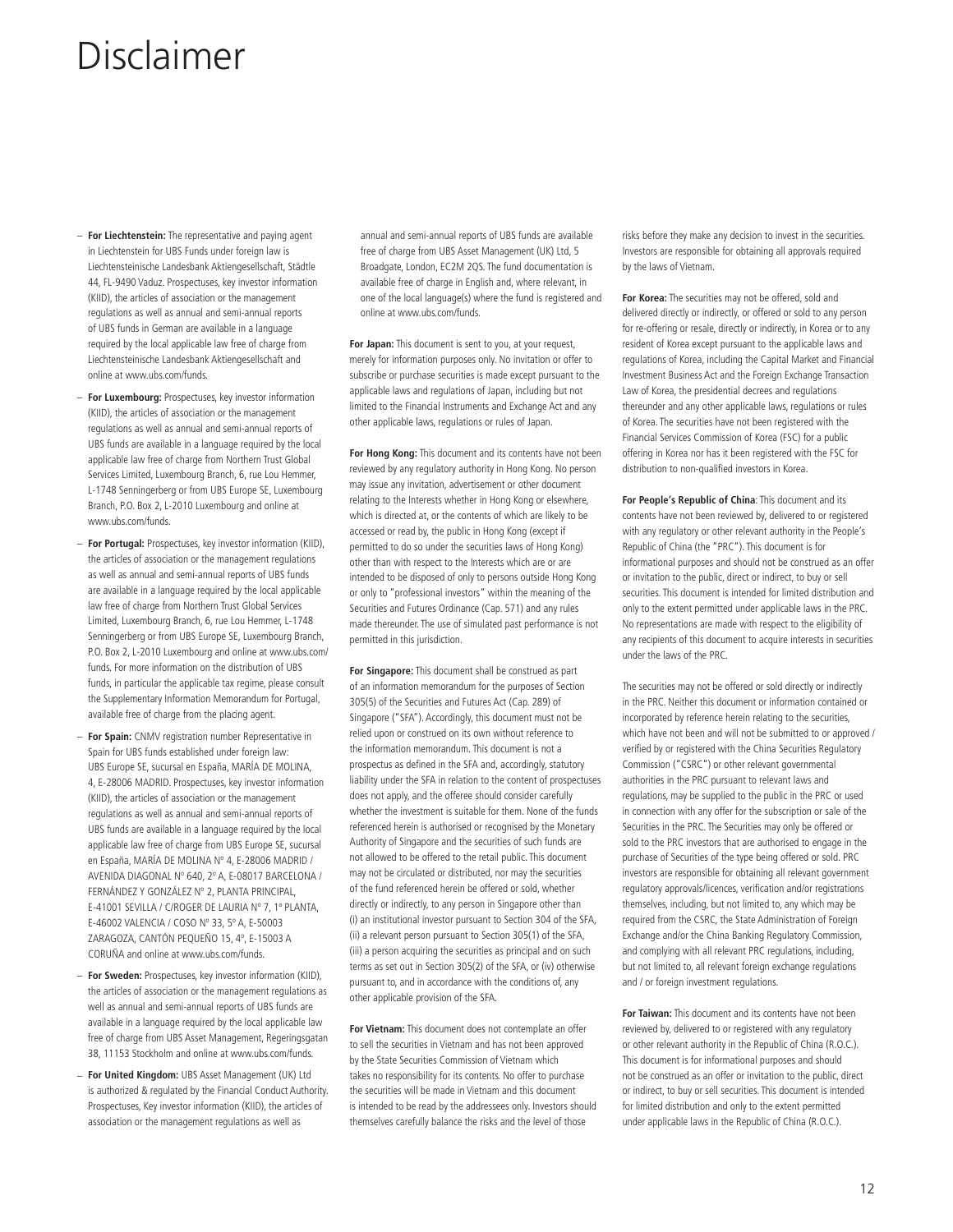# Disclaimer

- **For Liechtenstein:** The representative and paying agent in Liechtenstein for UBS Funds under foreign law is Liechtensteinische Landesbank Aktiengesellschaft, Städtle 44, FL-9490 Vaduz. Prospectuses, key investor information (KIID), the articles of association or the management regulations as well as annual and semi-annual reports of UBS funds are available in German are available in a language required by the local applicable law free of charge from Liechtensteinische Landesbank Aktiengesellschaft and online at www.ubs.com/funds.
- **For Luxembourg:** Prospectuses, key investor information (KIID), the articles of association or the management regulations as well as annual and semi-annual reports of UBS funds are available in a language required by the local applicable law free of charge from Northern Trust Global Services Limited, Luxembourg Branch, 6, rue Lou Hemmer, L-1748 Senningerberg or from UBS Europe SE, Luxembourg Branch, P.O. Box 2, L-2010 Luxembourg and online at www.ubs.com/funds.
- **For Portugal:** Prospectuses, key investor information (KIID), the articles of association or the management regulations as well as annual and semi-annual reports of UBS funds are available in a language required by the local applicable law free of charge from Northern Trust Global Services Limited, Luxembourg Branch, 6, rue Lou Hemmer, L-1748 Senningerberg or from UBS Europe SE, Luxembourg Branch, P.O. Box 2, L-2010 Luxembourg and online at www.ubs.com/funds. For more information on the distribution of UBS funds, in particular the applicable tax regime, please consult the Supplementary Information Memorandum for Portugal, available free of charge from the placing agent.
- **For Spain:** CNMV registration number Representative in Spain for UBS funds established under foreign law: UBS Europe SE, sucursal en España, MARÍA DE MOLINA, 4, E-28006 MADRID. Prospectuses, key investor information (KIID), the articles of association or the management regulations as well as annual and semi-annual reports of UBS funds are available in a language required by the local applicable law free of charge from UBS Europe SE, sucursal en España, MARÍA DE MOLINA Nº 4, E-28006 MADRID / AVENIDA DIAGONAL Nº 640, 2º A, E-08017 BARCELONA / FERNÁNDEZ Y GONZÁLEZ Nº 2, PLANTA PRINCIPAL, E-41001 SEVILLA / C/ROGER DE LAURIA Nº 7, 1ª PLANTA, E-46002 VALENCIA / COSO Nº 33, 5º A, E-50003 ZARAGOZA, CANTÓN PEQUEÑO 15, 4º, E-15003 A CORUÑA and online at www.ubs.com/funds.
- **For Sweden:** Prospectuses, key investor information (KIID), the articles of association or the management regulations as well as annual and semi-annual reports of UBS funds are available in a language required by the local applicable law free of charge from UBS Asset Management, Regeringsgatan 38, 11153 Stockholm and online at www.ubs.com/funds.
- **For United Kingdom:** UBS Asset Management (UK) Ltd is authorized & regulated by the Financial Conduct Authority. Prospectuses, Key investor information (KIID), the articles of association or the management regulations as well as annual and semi-annual reports of UBS funds are available free of charge from UBS Asset Management (UK) Ltd, 5 Broadgate, London, EC2M 2QS. The fund documentation is available free of charge in English and, where relevant, in one of the local language(s) where the fund is registered and online at www.ubs.com/funds.

**For Japan:** This document is sent to you, at your request, merely for information purposes only. No invitation or offer to subscribe or purchase securities is made except pursuant to the applicable laws and regulations of Japan, including but not limited to the Financial Instruments and Exchange Act and any other applicable laws, regulations or rules of Japan.

**For Hong Kong:** This document and its contents have not been reviewed by any regulatory authority in Hong Kong. No person may issue any invitation, advertisement or other document relating to the Interests whether in Hong Kong or elsewhere, which is directed at, or the contents of which are likely to be accessed or read by, the public in Hong Kong (except if permitted to do so under the securities laws of Hong Kong) other than with respect to the Interests which are or are intended to be disposed of only to persons outside Hong Kong or only to "professional investors" within the meaning of the Securities and Futures Ordinance (Cap. 571) and any rules made thereunder. The use of simulated past performance is not permitted in this jurisdiction.

**For Singapore:** This document shall be construed as part of an information memorandum for the purposes of Section 305(5) of the Securities and Futures Act (Cap. 289) of Singapore ("SFA"). Accordingly, this document must not be relied upon or construed on its own without reference to the information memorandum. This document is not a prospectus as defined in the SFA and, accordingly, statutory liability under the SFA in relation to the content of prospectuses does not apply, and the offeree should consider carefully whether the investment is suitable for them. None of the funds referenced herein is authorised or recognised by the Monetary Authority of Singapore and the securities of such funds are not allowed to be offered to the retail public. This document may not be circulated or distributed, nor may the securities of the fund referenced herein be offered or sold, whether directly or indirectly, to any person in Singapore other than (i) an institutional investor pursuant to Section 304 of the SFA, (ii) a relevant person pursuant to Section 305(1) of the SFA, (iii) a person acquiring the securities as principal and on such terms as set out in Section 305(2) of the SFA, or (iv) otherwise pursuant to, and in accordance with the conditions of, any other applicable provision of the SFA.

**For Vietnam:** This document does not contemplate an offer to sell the securities in Vietnam and has not been approved by the State Securities Commission of Vietnam which takes no responsibility for its contents. No offer to purchase the securities will be made in Vietnam and this document is intended to be read by the addressees only. Investors should themselves carefully balance the risks and the level of those risks before they make any decision to invest in the securities. Investors are responsible for obtaining all approvals required by the laws of Vietnam.

**For Korea:** The securities may not be offered, sold and delivered directly or indirectly, or offered or sold to any person for re-offering or resale, directly or indirectly, in Korea or to any resident of Korea except pursuant to the applicable laws and regulations of Korea, including the Capital Market and Financial Investment Business Act and the Foreign Exchange Transaction Law of Korea, the presidential decrees and regulations thereunder and any other applicable laws, regulations or rules of Korea. The securities have not been registered with the Financial Services Commission of Korea (FSC) for a public offering in Korea nor has it been registered with the FSC for distribution to non-qualified investors in Korea.

**For People's Republic of China**: This document and its contents have not been reviewed by, delivered to or registered with any regulatory or other relevant authority in the People's Republic of China (the "PRC"). This document is for informational purposes and should not be construed as an offer or invitation to the public, direct or indirect, to buy or sell securities. This document is intended for limited distribution and only to the extent permitted under applicable laws in the PRC. No representations are made with respect to the eligibility of any recipients of this document to acquire interests in securities under the laws of the PRC.

The securities may not be offered or sold directly or indirectly in the PRC. Neither this document or information contained or incorporated by reference herein relating to the securities, which have not been and will not be submitted to or approved / verified by or registered with the China Securities Regulatory Commission ("CSRC") or other relevant governmental authorities in the PRC pursuant to relevant laws and regulations, may be supplied to the public in the PRC or used in connection with any offer for the subscription or sale of the Securities in the PRC. The Securities may only be offered or sold to the PRC investors that are authorised to engage in the purchase of Securities of the type being offered or sold. PRC investors are responsible for obtaining all relevant government regulatory approvals/licences, verification and/or registrations themselves, including, but not limited to, any which may be required from the CSRC, the State Administration of Foreign Exchange and/or the China Banking Regulatory Commission, and complying with all relevant PRC regulations, including, but not limited to, all relevant foreign exchange regulations and / or foreign investment regulations.

**For Taiwan:** This document and its contents have not been reviewed by, delivered to or registered with any regulatory or other relevant authority in the Republic of China (R.O.C.). This document is for informational purposes and should not be construed as an offer or invitation to the public, direct or indirect, to buy or sell securities. This document is intended for limited distribution and only to the extent permitted under applicable laws in the Republic of China (R.O.C.).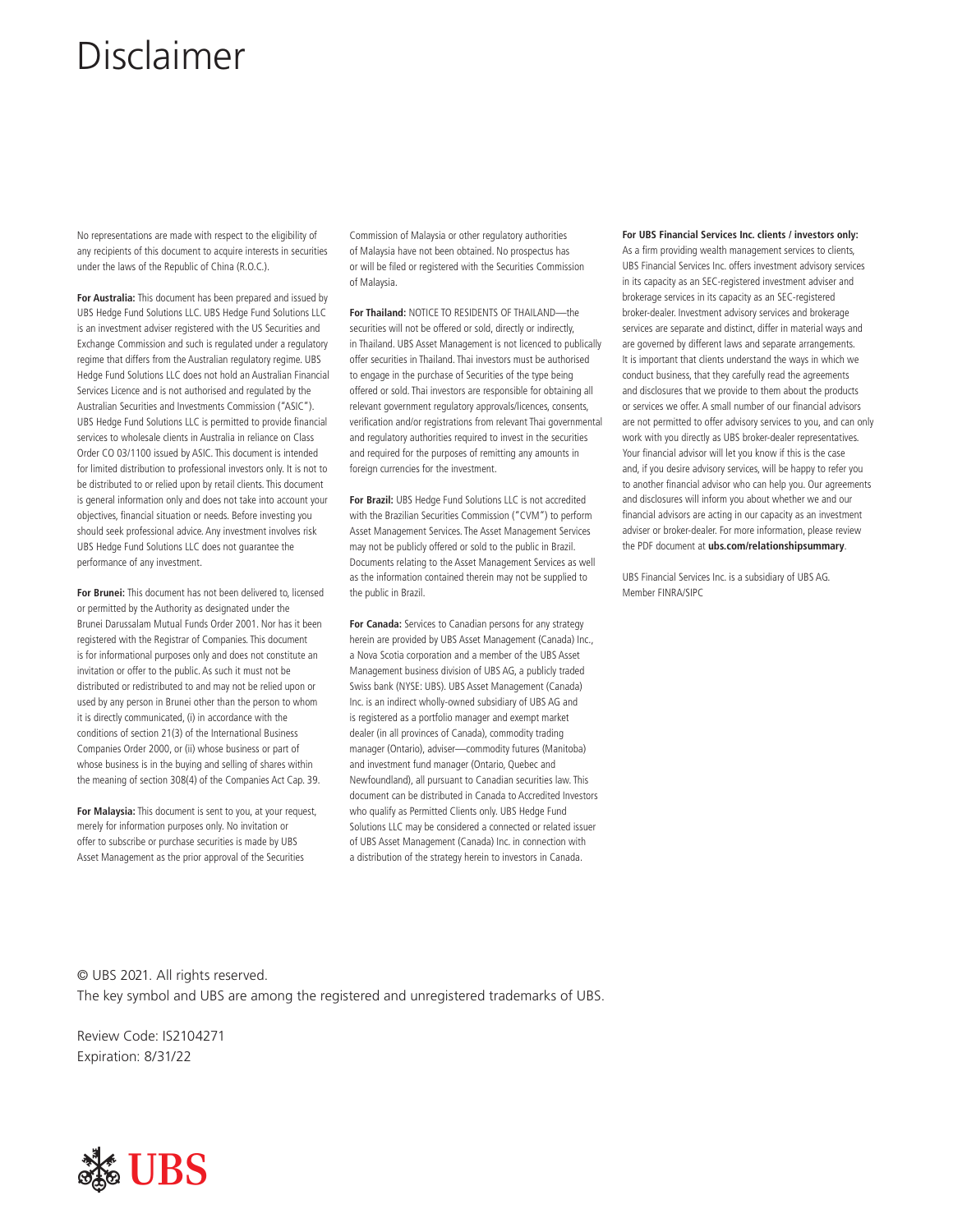# Disclaimer

No representations are made with respect to the eligibility of any recipients of this document to acquire interests in securities under the laws of the Republic of China (R.O.C.).

**For Australia:** This document has been prepared and issued by UBS Hedge Fund Solutions LLC. UBS Hedge Fund Solutions LLC is an investment adviser registered with the US Securities and Exchange Commission and such is regulated under a regulatory regime that differs from the Australian regulatory regime. UBS Hedge Fund Solutions LLC does not hold an Australian Financial Services Licence and is not authorised and regulated by the Australian Securities and Investments Commission ("ASIC"). UBS Hedge Fund Solutions LLC is permitted to provide financial services to wholesale clients in Australia in reliance on Class Order CO 03/1100 issued by ASIC. This document is intended for limited distribution to professional investors only. It is not to be distributed to or relied upon by retail clients. This document is general information only and does not take into account your objectives, financial situation or needs. Before investing you should seek professional advice. Any investment involves risk UBS Hedge Fund Solutions LLC does not guarantee the performance of any investment.

**For Brunei:** This document has not been delivered to, licensed or permitted by the Authority as designated under the Brunei Darussalam Mutual Funds Order 2001. Nor has it been registered with the Registrar of Companies. This document is for informational purposes only and does not constitute an invitation or offer to the public. As such it must not be distributed or redistributed to and may not be relied upon or used by any person in Brunei other than the person to whom it is directly communicated, (i) in accordance with the conditions of section 21(3) of the International Business Companies Order 2000, or (ii) whose business or part of whose business is in the buying and selling of shares within the meaning of section 308(4) of the Companies Act Cap. 39.

**For Malaysia:** This document is sent to you, at your request, merely for information purposes only. No invitation or offer to subscribe or purchase securities is made by UBS Asset Management as the prior approval of the Securities Commission of Malaysia or other regulatory authorities of Malaysia have not been obtained. No prospectus has or will be filed or registered with the Securities Commission of Malaysia.

**For Thailand:** NOTICE TO RESIDENTS OF THAILAND—the securities will not be offered or sold, directly or indirectly, in Thailand. UBS Asset Management is not licenced to publically offer securities in Thailand. Thai investors must be authorised to engage in the purchase of Securities of the type being offered or sold. Thai investors are responsible for obtaining all relevant government regulatory approvals/licences, consents, verification and/or registrations from relevant Thai governmental and regulatory authorities required to invest in the securities and required for the purposes of remitting any amounts in foreign currencies for the investment.

**For Brazil:** UBS Hedge Fund Solutions LLC is not accredited with the Brazilian Securities Commission ("CVM") to perform Asset Management Services. The Asset Management Services may not be publicly offered or sold to the public in Brazil. Documents relating to the Asset Management Services as well as the information contained therein may not be supplied to the public in Brazil.

**For Canada:** Services to Canadian persons for any strategy herein are provided by UBS Asset Management (Canada) Inc., a Nova Scotia corporation and a member of the UBS Asset Management business division of UBS AG, a publicly traded Swiss bank (NYSE: UBS). UBS Asset Management (Canada) Inc. is an indirect wholly-owned subsidiary of UBS AG and is registered as a portfolio manager and exempt market dealer (in all provinces of Canada), commodity trading manager (Ontario), adviser—commodity futures (Manitoba) and investment fund manager (Ontario, Quebec and Newfoundland), all pursuant to Canadian securities law. This document can be distributed in Canada to Accredited Investors who qualify as Permitted Clients only. UBS Hedge Fund Solutions LLC may be considered a connected or related issuer of UBS Asset Management (Canada) Inc. in connection with a distribution of the strategy herein to investors in Canada.

**For UBS Financial Services Inc. clients / investors only:**
As a firm providing wealth management services to clients, UBS Financial Services Inc. offers investment advisory services in its capacity as an SEC-registered investment adviser and brokerage services in its capacity as an SEC-registered broker-dealer. Investment advisory services and brokerage services are separate and distinct, differ in material ways and are governed by different laws and separate arrangements. It is important that clients understand the ways in which we conduct business, that they carefully read the agreements and disclosures that we provide to them about the products or services we offer. A small number of our financial advisors are not permitted to offer advisory services to you, and can only work with you directly as UBS broker-dealer representatives. Your financial advisor will let you know if this is the case and, if you desire advisory services, will be happy to refer you to another financial advisor who can help you. Our agreements and disclosures will inform you about whether we and our financial advisors are acting in our capacity as an investment adviser or broker-dealer. For more information, please review the PDF document at **ubs.com/relationshipsummary**.

UBS Financial Services Inc. is a subsidiary of UBS AG.
Member FINRA/SIPC

© UBS 2021. All rights reserved.
The key symbol and UBS are among the registered and unregistered trademarks of UBS.

Review Code: IS2104271
Expiration: 8/31/22

UBS